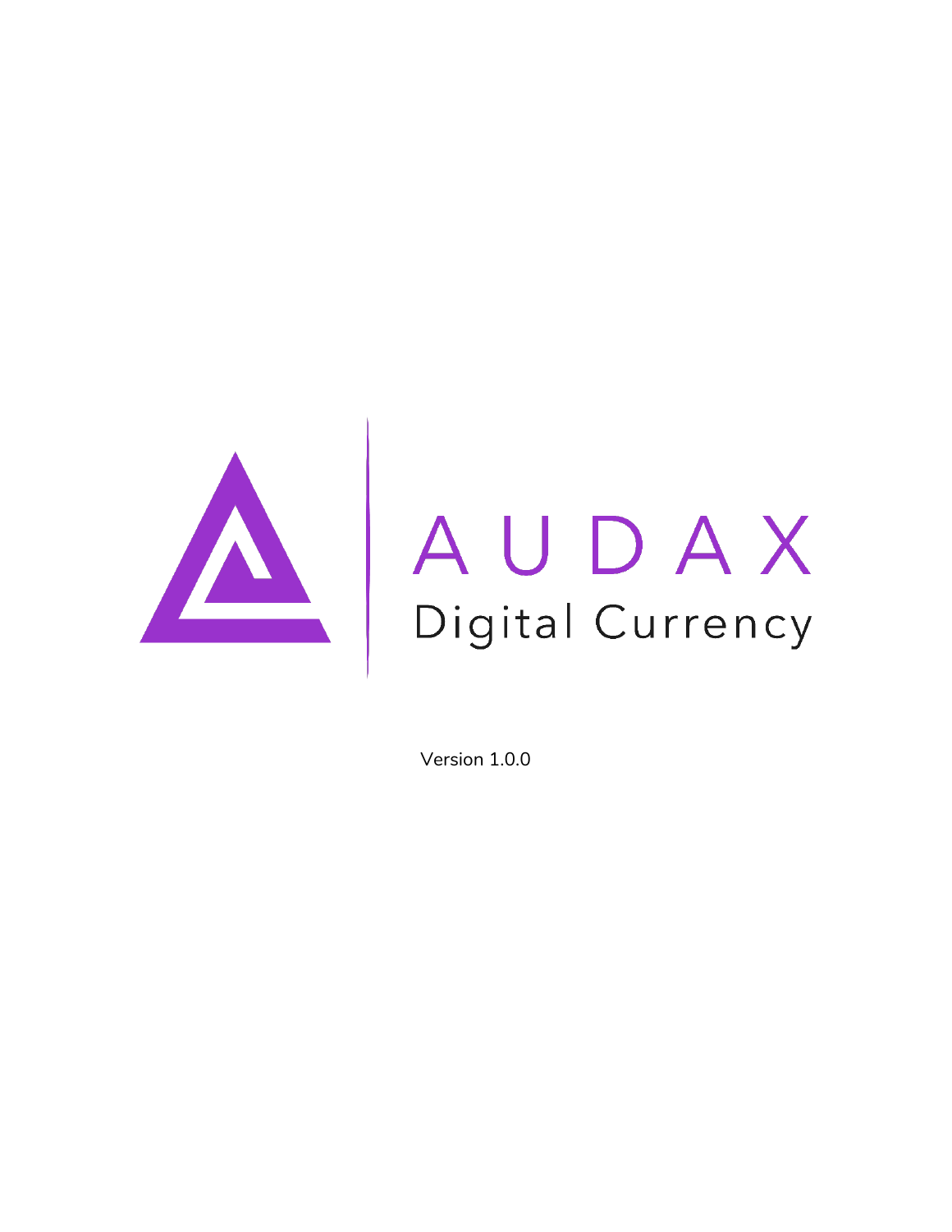# AUDAX

Digital Currency

Version 1.0.0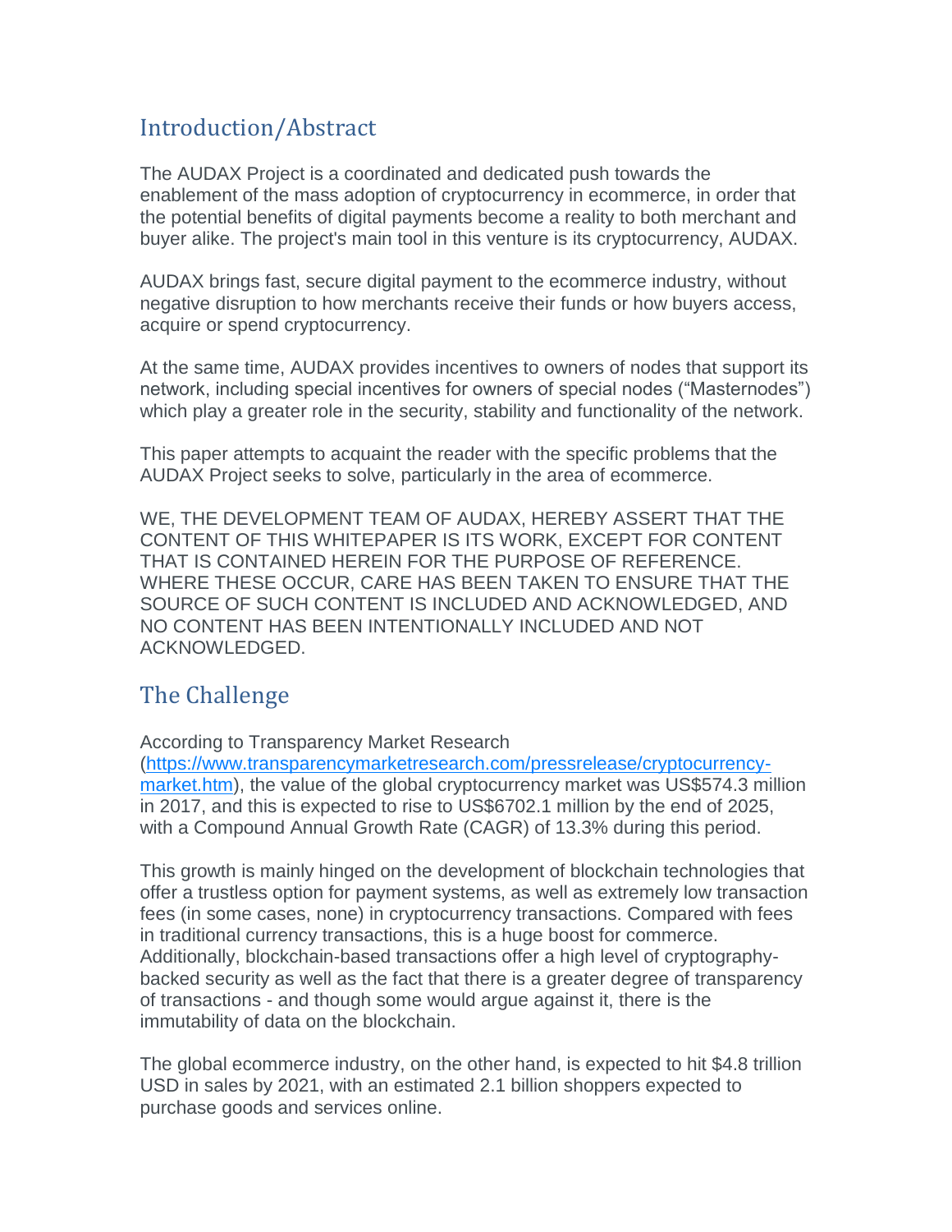## Introduction/Abstract

The AUDAX Project is a coordinated and dedicated push towards the enablement of the mass adoption of cryptocurrency in ecommerce, in order that the potential benefits of digital payments become a reality to both merchant and buyer alike. The project's main tool in this venture is its cryptocurrency, AUDAX.

AUDAX brings fast, secure digital payment to the ecommerce industry, without negative disruption to how merchants receive their funds or how buyers access, acquire or spend cryptocurrency.

At the same time, AUDAX provides incentives to owners of nodes that support its network, including special incentives for owners of special nodes ("Masternodes") which play a greater role in the security, stability and functionality of the network.

This paper attempts to acquaint the reader with the specific problems that the AUDAX Project seeks to solve, particularly in the area of ecommerce.

WE, THE DEVELOPMENT TEAM OF AUDAX, HEREBY ASSERT THAT THE CONTENT OF THIS WHITEPAPER IS ITS WORK, EXCEPT FOR CONTENT THAT IS CONTAINED HEREIN FOR THE PURPOSE OF REFERENCE. WHERE THESE OCCUR, CARE HAS BEEN TAKEN TO ENSURE THAT THE SOURCE OF SUCH CONTENT IS INCLUDED AND ACKNOWLEDGED, AND NO CONTENT HAS BEEN INTENTIONALLY INCLUDED AND NOT ACKNOWLEDGED.

## The Challenge

According to Transparency Market Research ([https://www.transparencymarketresearch.com/pressrelease/cryptocurrency-market.htm](https://www.transparencymarketresearch.com/pressrelease/cryptocurrency-market.htm)), the value of the global cryptocurrency market was US$574.3 million in 2017, and this is expected to rise to US$6702.1 million by the end of 2025, with a Compound Annual Growth Rate (CAGR) of 13.3% during this period.

This growth is mainly hinged on the development of blockchain technologies that offer a trustless option for payment systems, as well as extremely low transaction fees (in some cases, none) in cryptocurrency transactions. Compared with fees in traditional currency transactions, this is a huge boost for commerce. Additionally, blockchain-based transactions offer a high level of cryptography-backed security as well as the fact that there is a greater degree of transparency of transactions - and though some would argue against it, there is the immutability of data on the blockchain.

The global ecommerce industry, on the other hand, is expected to hit $4.8 trillion USD in sales by 2021, with an estimated 2.1 billion shoppers expected to purchase goods and services online.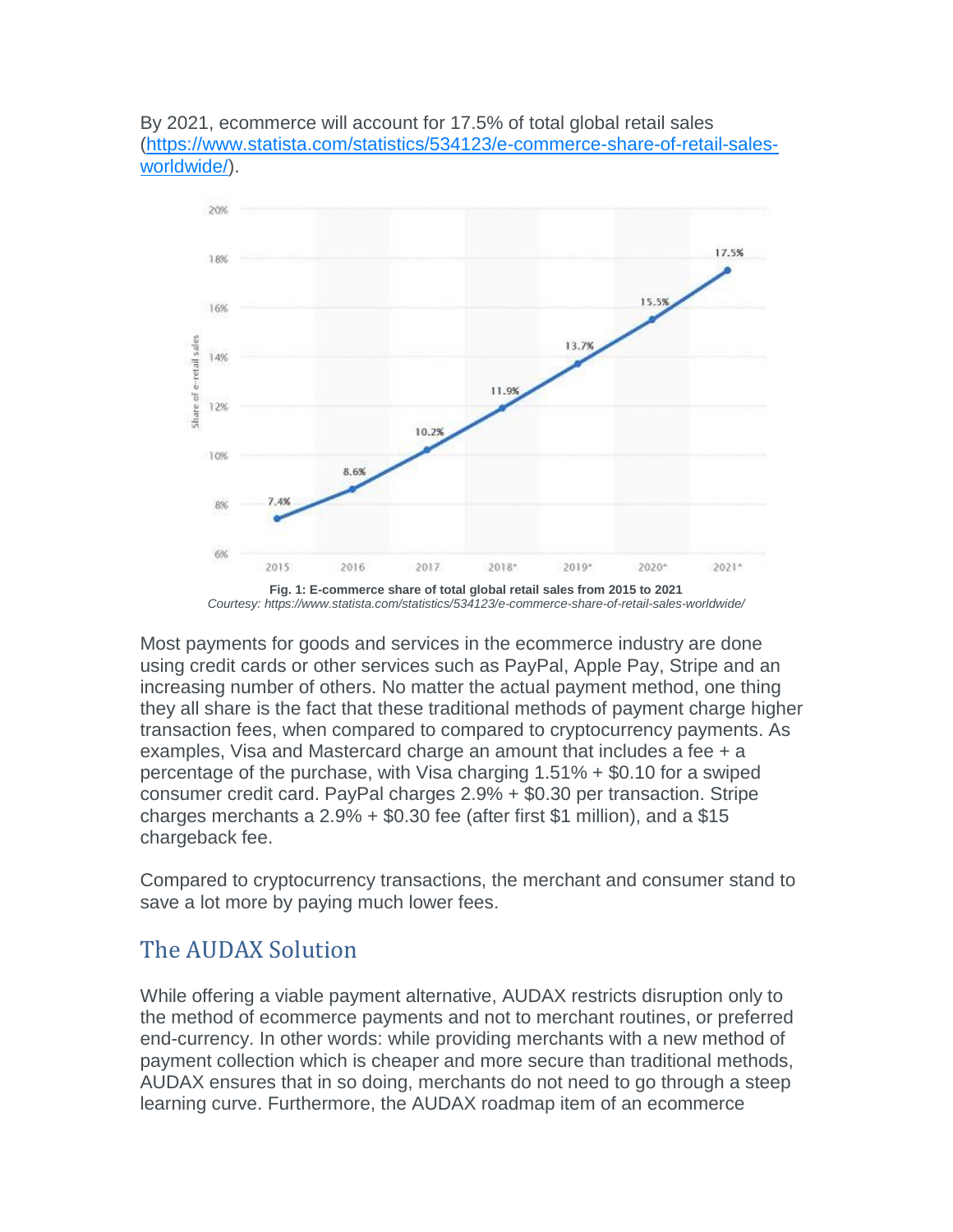By 2021, ecommerce will account for 17.5% of total global retail sales (https://www.statista.com/statistics/534123/e-commerce-share-of-retail-sales-worldwide/).

**Fig. 1: E-commerce share of total global retail sales from 2015 to 2021**

*Courtesy: https://www.statista.com/statistics/534123/e-commerce-share-of-retail-sales-worldwide/*

Most payments for goods and services in the ecommerce industry are done using credit cards or other services such as PayPal, Apple Pay, Stripe and an increasing number of others. No matter the actual payment method, one thing they all share is the fact that these traditional methods of payment charge higher transaction fees, when compared to compared to cryptocurrency payments. As examples, Visa and Mastercard charge an amount that includes a fee + a percentage of the purchase, with Visa charging 1.51% + $0.10 for a swiped consumer credit card. PayPal charges 2.9% + $0.30 per transaction. Stripe charges merchants a 2.9% + $0.30 fee (after first $1 million), and a $15 chargeback fee.

Compared to cryptocurrency transactions, the merchant and consumer stand to save a lot more by paying much lower fees.

## The AUDAX Solution

While offering a viable payment alternative, AUDAX restricts disruption only to the method of ecommerce payments and not to merchant routines, or preferred end-currency. In other words: while providing merchants with a new method of payment collection which is cheaper and more secure than traditional methods, AUDAX ensures that in so doing, merchants do not need to go through a steep learning curve. Furthermore, the AUDAX roadmap item of an ecommerce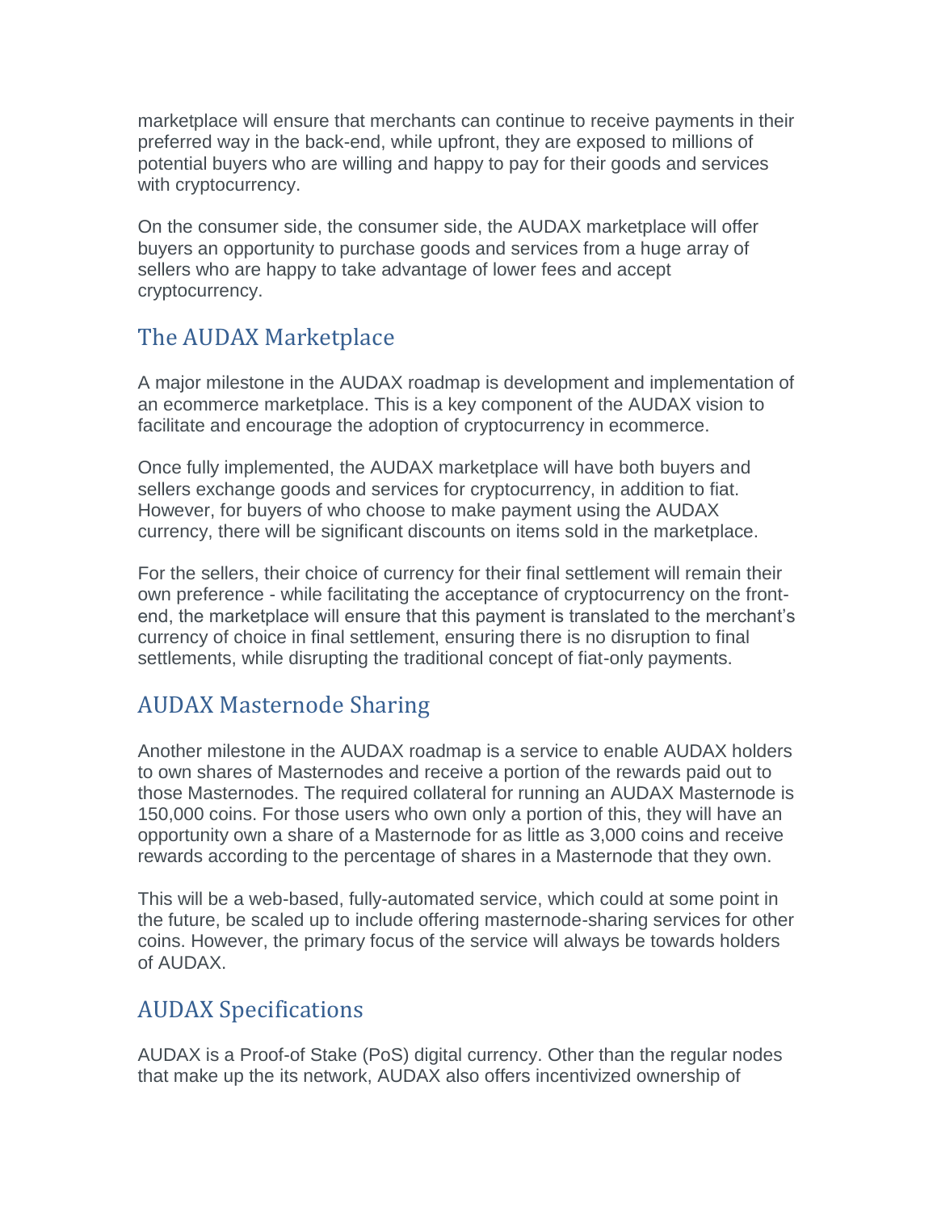marketplace will ensure that merchants can continue to receive payments in their preferred way in the back-end, while upfront, they are exposed to millions of potential buyers who are willing and happy to pay for their goods and services with cryptocurrency.

On the consumer side, the consumer side, the AUDAX marketplace will offer buyers an opportunity to purchase goods and services from a huge array of sellers who are happy to take advantage of lower fees and accept cryptocurrency.

## The AUDAX Marketplace

A major milestone in the AUDAX roadmap is development and implementation of an ecommerce marketplace. This is a key component of the AUDAX vision to facilitate and encourage the adoption of cryptocurrency in ecommerce.

Once fully implemented, the AUDAX marketplace will have both buyers and sellers exchange goods and services for cryptocurrency, in addition to fiat. However, for buyers of who choose to make payment using the AUDAX currency, there will be significant discounts on items sold in the marketplace.

For the sellers, their choice of currency for their final settlement will remain their own preference - while facilitating the acceptance of cryptocurrency on the front-end, the marketplace will ensure that this payment is translated to the merchant's currency of choice in final settlement, ensuring there is no disruption to final settlements, while disrupting the traditional concept of fiat-only payments.

## AUDAX Masternode Sharing

Another milestone in the AUDAX roadmap is a service to enable AUDAX holders to own shares of Masternodes and receive a portion of the rewards paid out to those Masternodes. The required collateral for running an AUDAX Masternode is 150,000 coins. For those users who own only a portion of this, they will have an opportunity own a share of a Masternode for as little as 3,000 coins and receive rewards according to the percentage of shares in a Masternode that they own.

This will be a web-based, fully-automated service, which could at some point in the future, be scaled up to include offering masternode-sharing services for other coins. However, the primary focus of the service will always be towards holders of AUDAX.

## AUDAX Specifications

AUDAX is a Proof-of Stake (PoS) digital currency. Other than the regular nodes that make up the its network, AUDAX also offers incentivized ownership of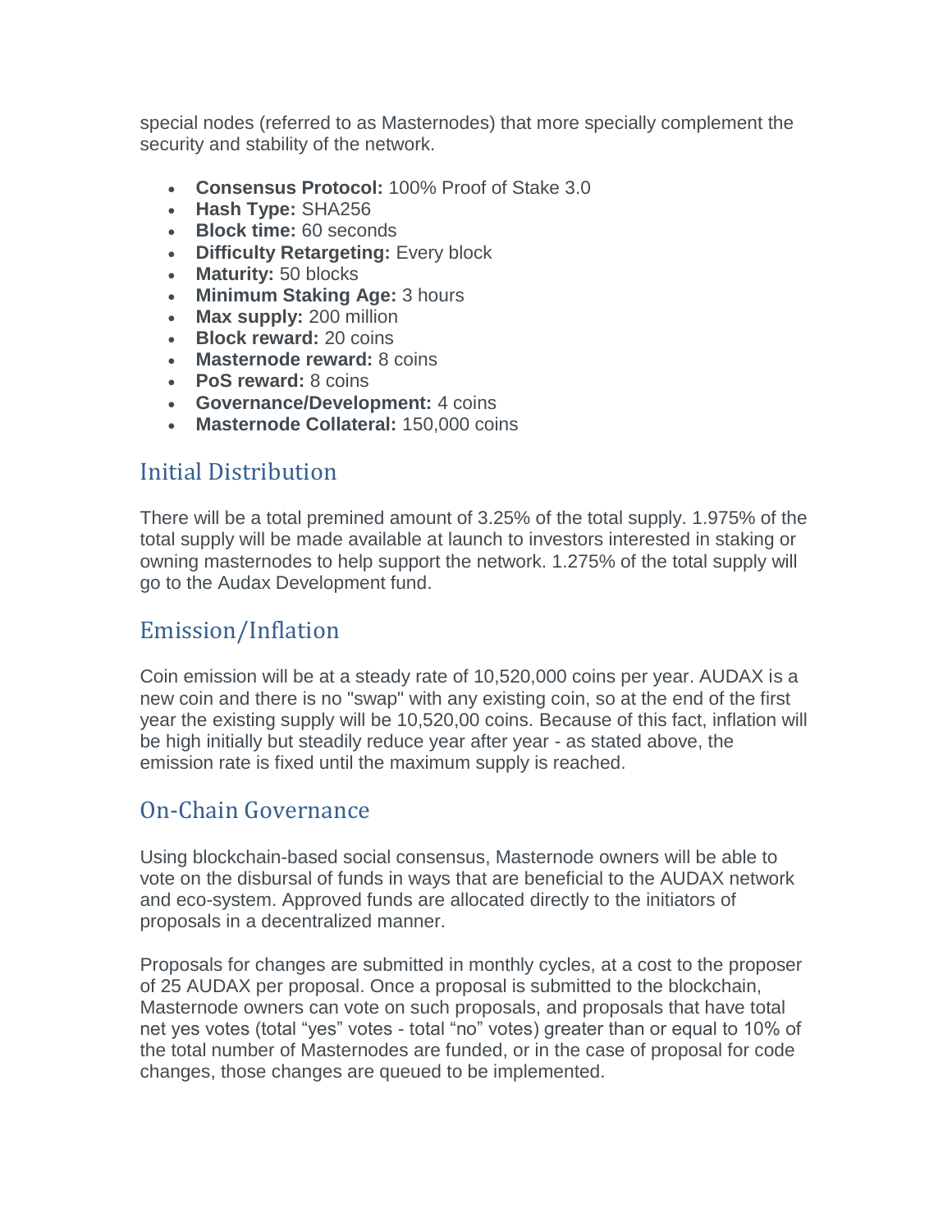special nodes (referred to as Masternodes) that more specially complement the security and stability of the network.

- **Consensus Protocol:** 100% Proof of Stake 3.0
- **Hash Type:** SHA256
- **Block time:** 60 seconds
- **Difficulty Retargeting:** Every block
- **Maturity:** 50 blocks
- **Minimum Staking Age:** 3 hours
- **Max supply:** 200 million
- **Block reward:** 20 coins
- **Masternode reward:** 8 coins
- **PoS reward:** 8 coins
- **Governance/Development:** 4 coins
- **Masternode Collateral:** 150,000 coins

## Initial Distribution

There will be a total premined amount of 3.25% of the total supply. 1.975% of the total supply will be made available at launch to investors interested in staking or owning masternodes to help support the network. 1.275% of the total supply will go to the Audax Development fund.

## Emission/Inflation

Coin emission will be at a steady rate of 10,520,000 coins per year. AUDAX is a new coin and there is no "swap" with any existing coin, so at the end of the first year the existing supply will be 10,520,00 coins. Because of this fact, inflation will be high initially but steadily reduce year after year - as stated above, the emission rate is fixed until the maximum supply is reached.

## On-Chain Governance

Using blockchain-based social consensus, Masternode owners will be able to vote on the disbursal of funds in ways that are beneficial to the AUDAX network and eco-system. Approved funds are allocated directly to the initiators of proposals in a decentralized manner.

Proposals for changes are submitted in monthly cycles, at a cost to the proposer of 25 AUDAX per proposal. Once a proposal is submitted to the blockchain, Masternode owners can vote on such proposals, and proposals that have total net yes votes (total “yes” votes - total “no” votes) greater than or equal to 10% of the total number of Masternodes are funded, or in the case of proposal for code changes, those changes are queued to be implemented.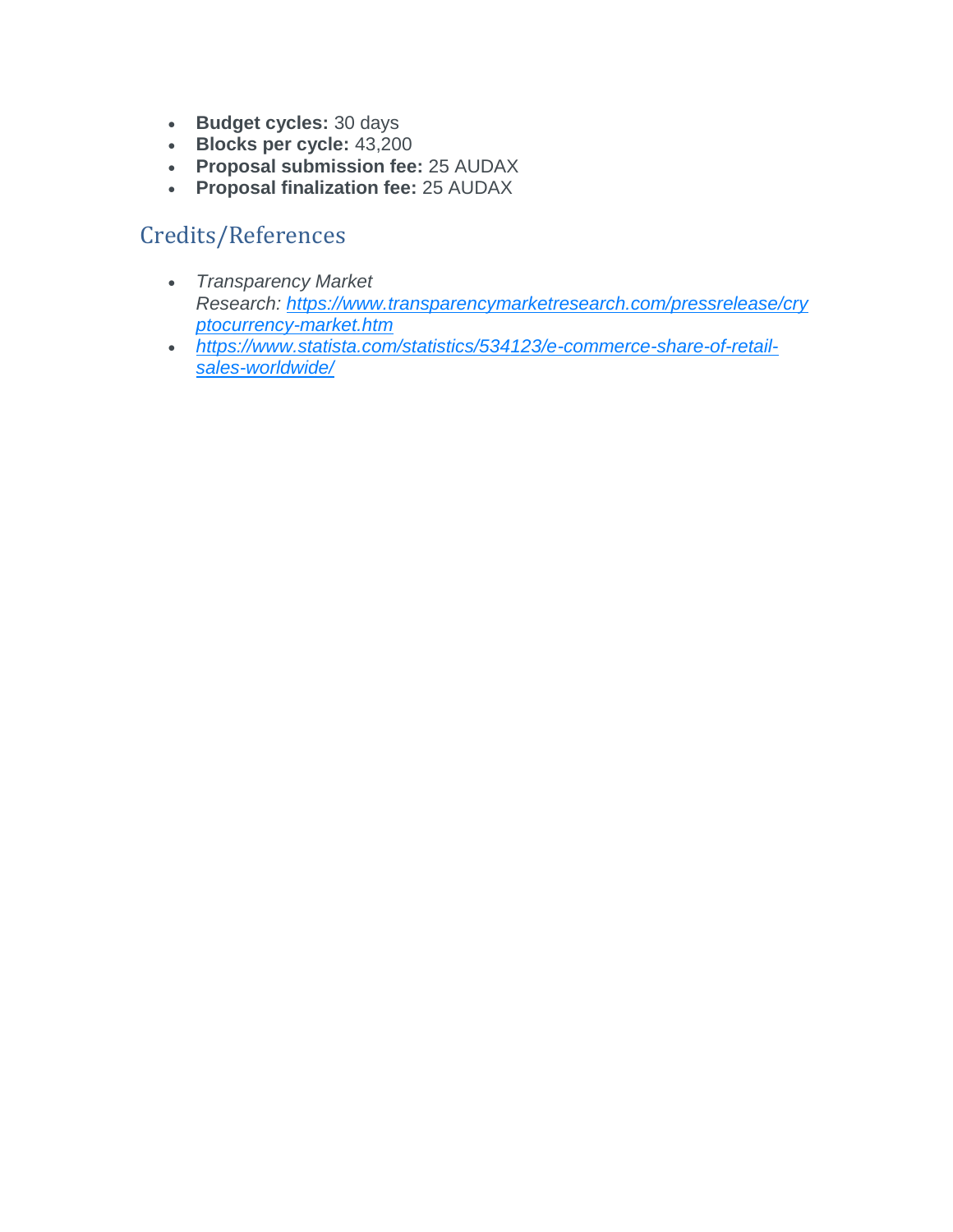- **Budget cycles:** 30 days
- **Blocks per cycle:** 43,200
- **Proposal submission fee:** 25 AUDAX
- **Proposal finalization fee:** 25 AUDAX

## Credits/References

- *Transparency Market Research: https://www.transparencymarketresearch.com/pressrelease/cryptocurrency-market.htm*
- *https://www.statista.com/statistics/534123/e-commerce-share-of-retail-sales-worldwide/*